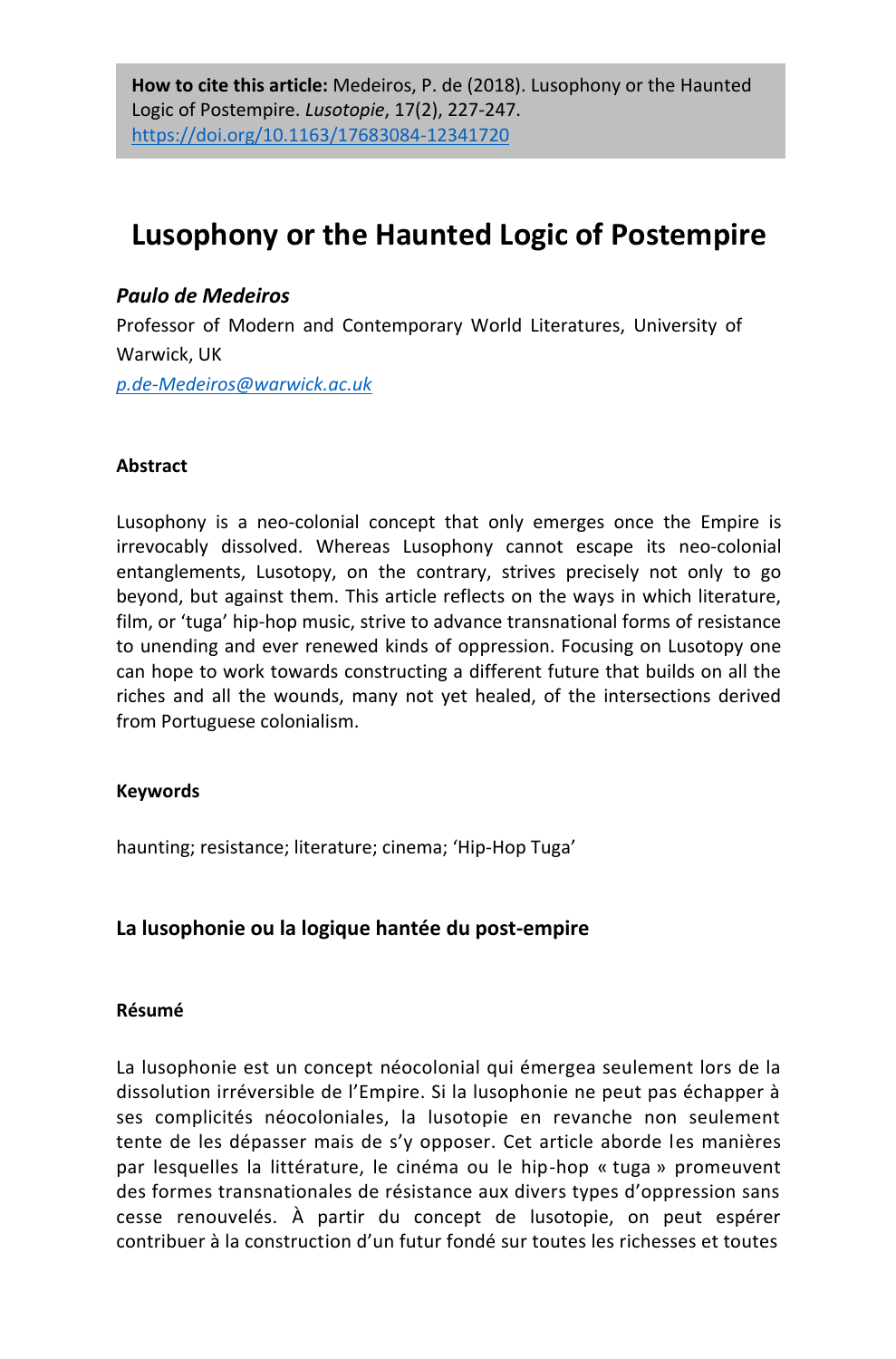**How to cite this article:** Medeiros, P. de (2018). Lusophony or the Haunted Logic of Postempire. *Lusotopie*, 17(2), 227-247. https://doi.org/10.1163/17683084-12341720

# Lusophony or the Haunted Logic of Postempire

***Paulo de Medeiros***

Professor of Modern and Contemporary World Literatures, University of Warwick, UK

*p.de-Medeiros@warwick.ac.uk*

#### Abstract

Lusophony is a neo-colonial concept that only emerges once the Empire is irrevocably dissolved. Whereas Lusophony cannot escape its neo-colonial entanglements, Lusotopy, on the contrary, strives precisely not only to go beyond, but against them. This article reflects on the ways in which literature, film, or 'tuga' hip-hop music, strive to advance transnational forms of resistance to unending and ever renewed kinds of oppression. Focusing on Lusotopy one can hope to work towards constructing a different future that builds on all the riches and all the wounds, many not yet healed, of the intersections derived from Portuguese colonialism.

#### Keywords

haunting; resistance; literature; cinema; 'Hip-Hop Tuga'

### La lusophonie ou la logique hantée du post-empire

#### Résumé

La lusophonie est un concept néocolonial qui émergea seulement lors de la dissolution irréversible de l'Empire. Si la lusophonie ne peut pas échapper à ses complicités néocoloniales, la lusotopie en revanche non seulement tente de les dépasser mais de s'y opposer. Cet article aborde les manières par lesquelles la littérature, le cinéma ou le hip-hop « tuga » promeuvent des formes transnationales de résistance aux divers types d'oppression sans cesse renouvelés. À partir du concept de lusotopie, on peut espérer contribuer à la construction d'un futur fondé sur toutes les richesses et toutes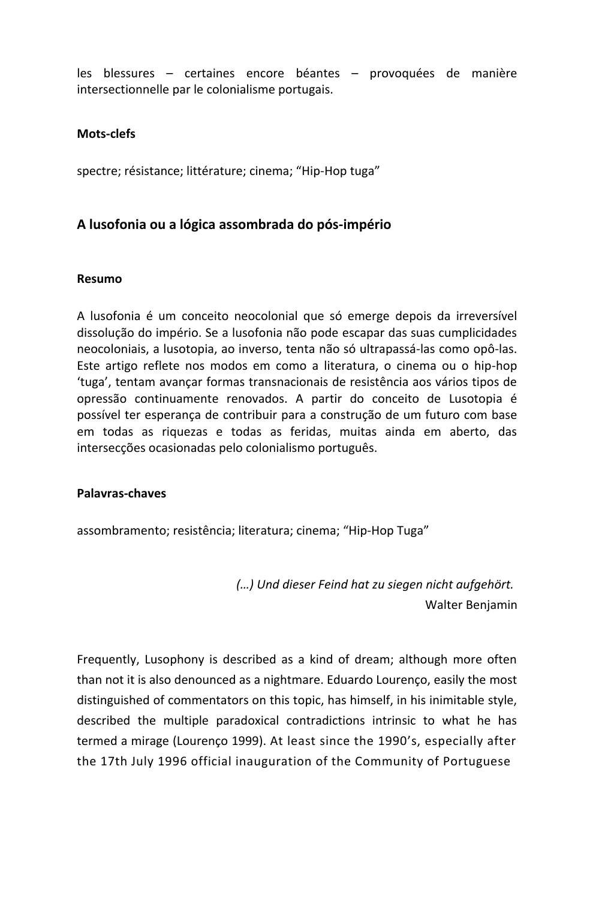les blessures – certaines encore béantes – provoquées de manière intersectionnelle par le colonialisme portugais.

**Mots-clefs**

spectre; résistance; littérature; cinema; “Hip-Hop tuga”

## A lusofonia ou a lógica assombrada do pós-império

**Resumo**

A lusofonia é um conceito neocolonial que só emerge depois da irreversível dissolução do império. Se a lusofonia não pode escapar das suas cumplicidades neocoloniais, a lusotopia, ao inverso, tenta não só ultrapassá-las como opô-las. Este artigo reflete nos modos em como a literatura, o cinema ou o hip-hop ‘tuga’, tentam avançar formas transnacionais de resistência aos vários tipos de opressão continuamente renovados. A partir do conceito de Lusotopia é possível ter esperança de contribuir para a construção de um futuro com base em todas as riquezas e todas as feridas, muitas ainda em aberto, das intersecções ocasionadas pelo colonialismo português.

**Palavras-chaves**

assombramento; resistência; literatura; cinema; “Hip-Hop Tuga”

*(…) Und dieser Feind hat zu siegen nicht aufgehört.*
Walter Benjamin

Frequently, Lusophony is described as a kind of dream; although more often than not it is also denounced as a nightmare. Eduardo Lourenço, easily the most distinguished of commentators on this topic, has himself, in his inimitable style, described the multiple paradoxical contradictions intrinsic to what he has termed a mirage (Lourenço 1999). At least since the 1990’s, especially after the 17th July 1996 official inauguration of the Community of Portuguese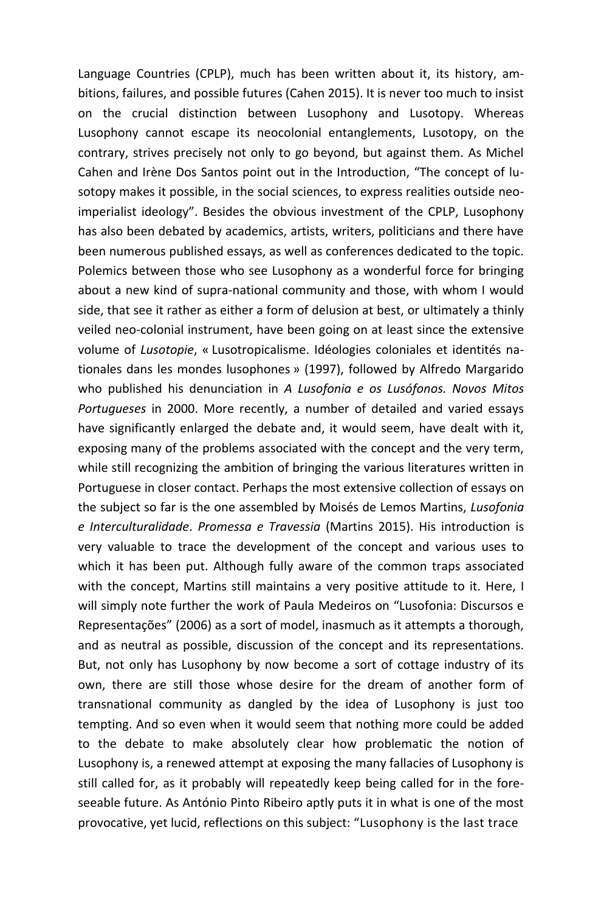Language Countries (CPLP), much has been written about it, its history, ambitions, failures, and possible futures (Cahen 2015). It is never too much to insist on the crucial distinction between Lusophony and Lusotopy. Whereas Lusophony cannot escape its neocolonial entanglements, Lusotopy, on the contrary, strives precisely not only to go beyond, but against them. As Michel Cahen and Irène Dos Santos point out in the Introduction, "The concept of lusotopy makes it possible, in the social sciences, to express realities outside neo-imperialist ideology". Besides the obvious investment of the CPLP, Lusophony has also been debated by academics, artists, writers, politicians and there have been numerous published essays, as well as conferences dedicated to the topic. Polemics between those who see Lusophony as a wonderful force for bringing about a new kind of supra-national community and those, with whom I would side, that see it rather as either a form of delusion at best, or ultimately a thinly veiled neo-colonial instrument, have been going on at least since the extensive volume of *Lusotopie*, « Lusotropicalisme. Idéologies coloniales et identités nationales dans les mondes lusophones » (1997), followed by Alfredo Margarido who published his denunciation in *A Lusofonia e os Lusófonos. Novos Mitos Portugueses* in 2000. More recently, a number of detailed and varied essays have significantly enlarged the debate and, it would seem, have dealt with it, exposing many of the problems associated with the concept and the very term, while still recognizing the ambition of bringing the various literatures written in Portuguese in closer contact. Perhaps the most extensive collection of essays on the subject so far is the one assembled by Moisés de Lemos Martins, *Lusofonia e Interculturalidade*. *Promessa e Travessia* (Martins 2015). His introduction is very valuable to trace the development of the concept and various uses to which it has been put. Although fully aware of the common traps associated with the concept, Martins still maintains a very positive attitude to it. Here, I will simply note further the work of Paula Medeiros on "Lusofonia: Discursos e Representações" (2006) as a sort of model, inasmuch as it attempts a thorough, and as neutral as possible, discussion of the concept and its representations. But, not only has Lusophony by now become a sort of cottage industry of its own, there are still those whose desire for the dream of another form of transnational community as dangled by the idea of Lusophony is just too tempting. And so even when it would seem that nothing more could be added to the debate to make absolutely clear how problematic the notion of Lusophony is, a renewed attempt at exposing the many fallacies of Lusophony is still called for, as it probably will repeatedly keep being called for in the foreseeable future. As António Pinto Ribeiro aptly puts it in what is one of the most provocative, yet lucid, reflections on this subject: "Lusophony is the last trace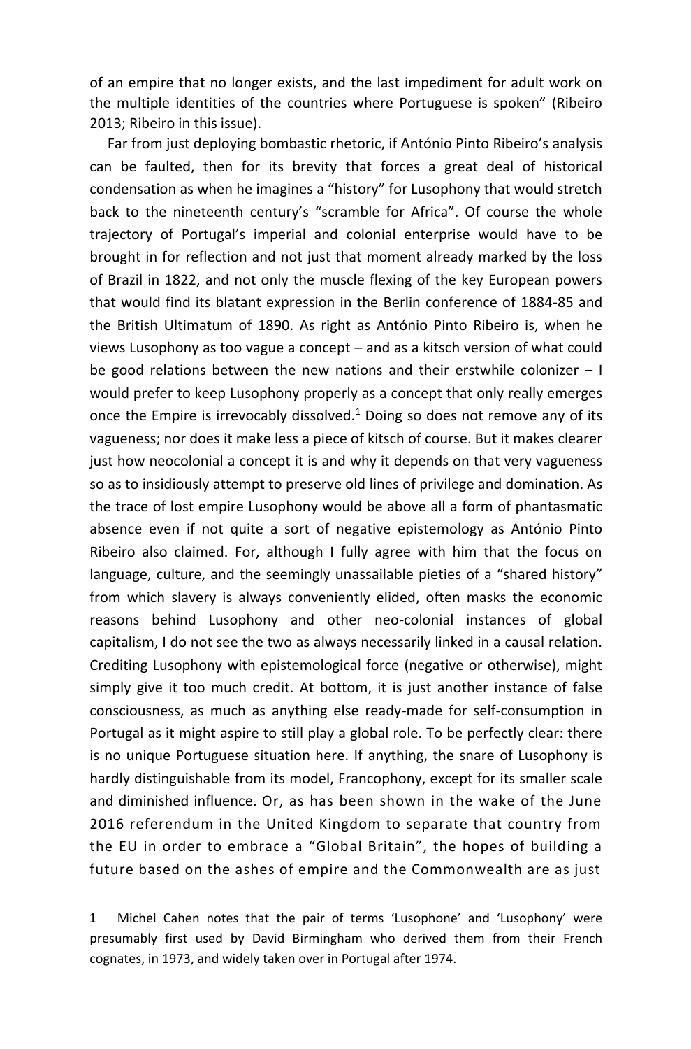of an empire that no longer exists, and the last impediment for adult work on the multiple identities of the countries where Portuguese is spoken" (Ribeiro 2013; Ribeiro in this issue).

Far from just deploying bombastic rhetoric, if António Pinto Ribeiro's analysis can be faulted, then for its brevity that forces a great deal of historical condensation as when he imagines a "history" for Lusophony that would stretch back to the nineteenth century's "scramble for Africa". Of course the whole trajectory of Portugal's imperial and colonial enterprise would have to be brought in for reflection and not just that moment already marked by the loss of Brazil in 1822, and not only the muscle flexing of the key European powers that would find its blatant expression in the Berlin conference of 1884-85 and the British Ultimatum of 1890. As right as António Pinto Ribeiro is, when he views Lusophony as too vague a concept – and as a kitsch version of what could be good relations between the new nations and their erstwhile colonizer – I would prefer to keep Lusophony properly as a concept that only really emerges once the Empire is irrevocably dissolved.[1] Doing so does not remove any of its vagueness; nor does it make less a piece of kitsch of course. But it makes clearer just how neocolonial a concept it is and why it depends on that very vagueness so as to insidiously attempt to preserve old lines of privilege and domination. As the trace of lost empire Lusophony would be above all a form of phantasmatic absence even if not quite a sort of negative epistemology as António Pinto Ribeiro also claimed. For, although I fully agree with him that the focus on language, culture, and the seemingly unassailable pieties of a "shared history" from which slavery is always conveniently elided, often masks the economic reasons behind Lusophony and other neo-colonial instances of global capitalism, I do not see the two as always necessarily linked in a causal relation. Crediting Lusophony with epistemological force (negative or otherwise), might simply give it too much credit. At bottom, it is just another instance of false consciousness, as much as anything else ready-made for self-consumption in Portugal as it might aspire to still play a global role. To be perfectly clear: there is no unique Portuguese situation here. If anything, the snare of Lusophony is hardly distinguishable from its model, Francophony, except for its smaller scale and diminished influence. Or, as has been shown in the wake of the June 2016 referendum in the United Kingdom to separate that country from the EU in order to embrace a "Global Britain", the hopes of building a future based on the ashes of empire and the Commonwealth are as just

---

1 Michel Cahen notes that the pair of terms 'Lusophone' and 'Lusophony' were presumably first used by David Birmingham who derived them from their French cognates, in 1973, and widely taken over in Portugal after 1974.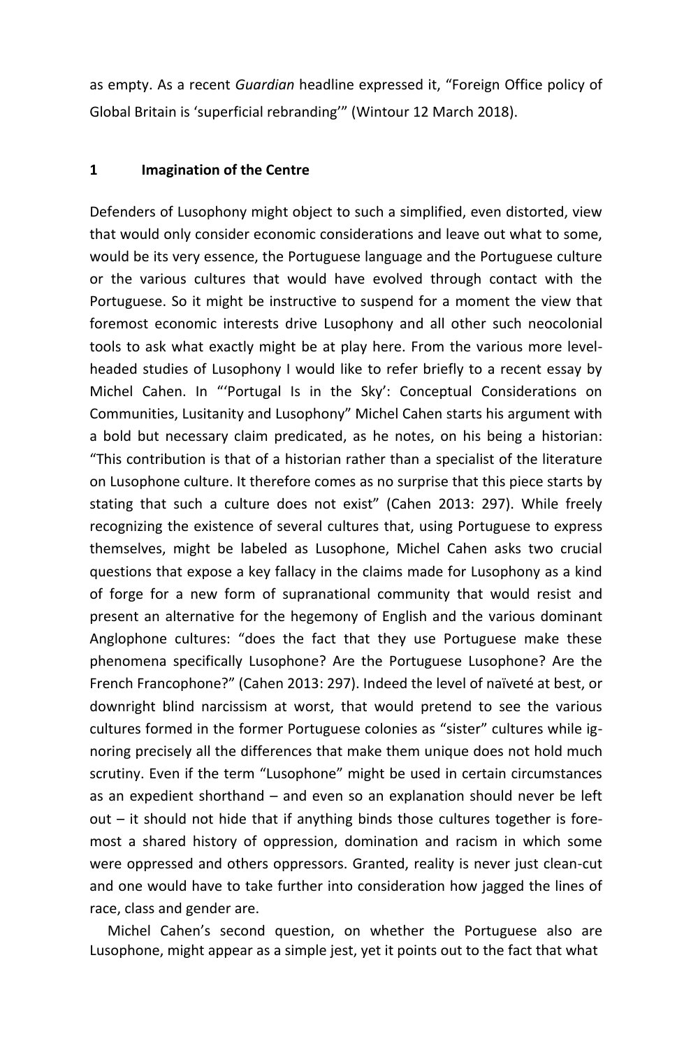as empty. As a recent *Guardian* headline expressed it, "Foreign Office policy of Global Britain is 'superficial rebranding'" (Wintour 12 March 2018).

## 1 Imagination of the Centre

Defenders of Lusophony might object to such a simplified, even distorted, view that would only consider economic considerations and leave out what to some, would be its very essence, the Portuguese language and the Portuguese culture or the various cultures that would have evolved through contact with the Portuguese. So it might be instructive to suspend for a moment the view that foremost economic interests drive Lusophony and all other such neocolonial tools to ask what exactly might be at play here. From the various more level-headed studies of Lusophony I would like to refer briefly to a recent essay by Michel Cahen. In "'Portugal Is in the Sky': Conceptual Considerations on Communities, Lusitanity and Lusophony" Michel Cahen starts his argument with a bold but necessary claim predicated, as he notes, on his being a historian: "This contribution is that of a historian rather than a specialist of the literature on Lusophone culture. It therefore comes as no surprise that this piece starts by stating that such a culture does not exist" (Cahen 2013: 297). While freely recognizing the existence of several cultures that, using Portuguese to express themselves, might be labeled as Lusophone, Michel Cahen asks two crucial questions that expose a key fallacy in the claims made for Lusophony as a kind of forge for a new form of supranational community that would resist and present an alternative for the hegemony of English and the various dominant Anglophone cultures: "does the fact that they use Portuguese make these phenomena specifically Lusophone? Are the Portuguese Lusophone? Are the French Francophone?" (Cahen 2013: 297). Indeed the level of naïveté at best, or downright blind narcissism at worst, that would pretend to see the various cultures formed in the former Portuguese colonies as "sister" cultures while ignoring precisely all the differences that make them unique does not hold much scrutiny. Even if the term "Lusophone" might be used in certain circumstances as an expedient shorthand – and even so an explanation should never be left out – it should not hide that if anything binds those cultures together is foremost a shared history of oppression, domination and racism in which some were oppressed and others oppressors. Granted, reality is never just clean-cut and one would have to take further into consideration how jagged the lines of race, class and gender are.

Michel Cahen's second question, on whether the Portuguese also are Lusophone, might appear as a simple jest, yet it points out to the fact that what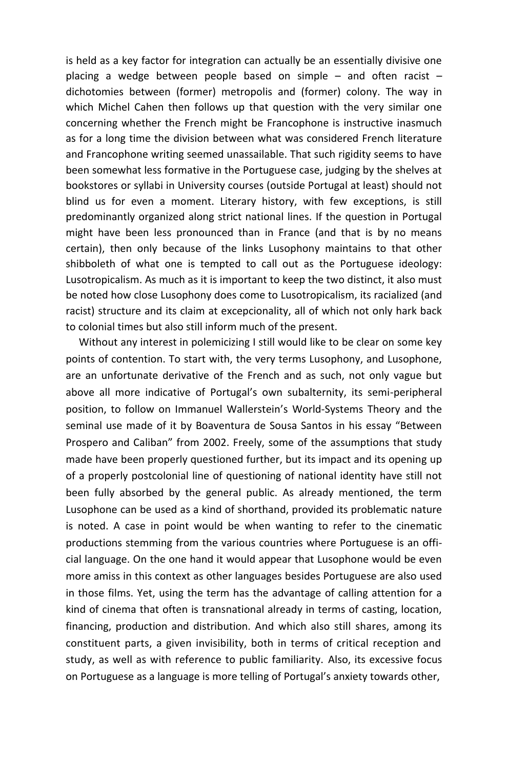is held as a key factor for integration can actually be an essentially divisive one placing a wedge between people based on simple – and often racist – dichotomies between (former) metropolis and (former) colony. The way in which Michel Cahen then follows up that question with the very similar one concerning whether the French might be Francophone is instructive inasmuch as for a long time the division between what was considered French literature and Francophone writing seemed unassailable. That such rigidity seems to have been somewhat less formative in the Portuguese case, judging by the shelves at bookstores or syllabi in University courses (outside Portugal at least) should not blind us for even a moment. Literary history, with few exceptions, is still predominantly organized along strict national lines. If the question in Portugal might have been less pronounced than in France (and that is by no means certain), then only because of the links Lusophony maintains to that other shibboleth of what one is tempted to call out as the Portuguese ideology: Lusotropicalism. As much as it is important to keep the two distinct, it also must be noted how close Lusophony does come to Lusotropicalism, its racialized (and racist) structure and its claim at excepcionality, all of which not only hark back to colonial times but also still inform much of the present.

Without any interest in polemicizing I still would like to be clear on some key points of contention. To start with, the very terms Lusophony, and Lusophone, are an unfortunate derivative of the French and as such, not only vague but above all more indicative of Portugal's own subalternity, its semi-peripheral position, to follow on Immanuel Wallerstein's World-Systems Theory and the seminal use made of it by Boaventura de Sousa Santos in his essay "Between Prospero and Caliban" from 2002. Freely, some of the assumptions that study made have been properly questioned further, but its impact and its opening up of a properly postcolonial line of questioning of national identity have still not been fully absorbed by the general public. As already mentioned, the term Lusophone can be used as a kind of shorthand, provided its problematic nature is noted. A case in point would be when wanting to refer to the cinematic productions stemming from the various countries where Portuguese is an official language. On the one hand it would appear that Lusophone would be even more amiss in this context as other languages besides Portuguese are also used in those films. Yet, using the term has the advantage of calling attention for a kind of cinema that often is transnational already in terms of casting, location, financing, production and distribution. And which also still shares, among its constituent parts, a given invisibility, both in terms of critical reception and study, as well as with reference to public familiarity. Also, its excessive focus on Portuguese as a language is more telling of Portugal's anxiety towards other,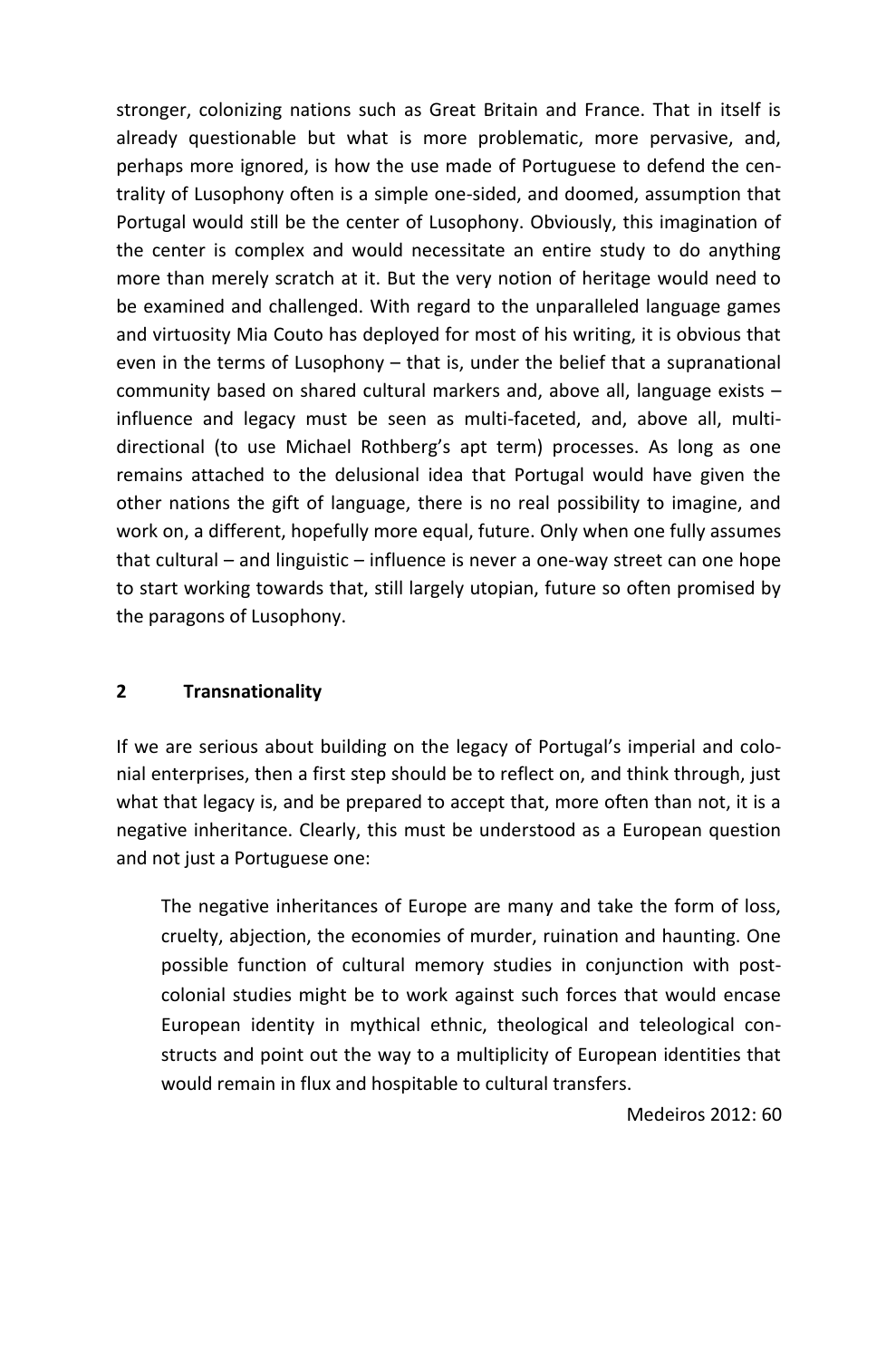stronger, colonizing nations such as Great Britain and France. That in itself is already questionable but what is more problematic, more pervasive, and, perhaps more ignored, is how the use made of Portuguese to defend the centrality of Lusophony often is a simple one-sided, and doomed, assumption that Portugal would still be the center of Lusophony. Obviously, this imagination of the center is complex and would necessitate an entire study to do anything more than merely scratch at it. But the very notion of heritage would need to be examined and challenged. With regard to the unparalleled language games and virtuosity Mia Couto has deployed for most of his writing, it is obvious that even in the terms of Lusophony – that is, under the belief that a supranational community based on shared cultural markers and, above all, language exists – influence and legacy must be seen as multi-faceted, and, above all, multi-directional (to use Michael Rothberg's apt term) processes. As long as one remains attached to the delusional idea that Portugal would have given the other nations the gift of language, there is no real possibility to imagine, and work on, a different, hopefully more equal, future. Only when one fully assumes that cultural – and linguistic – influence is never a one-way street can one hope to start working towards that, still largely utopian, future so often promised by the paragons of Lusophony.

## 2 Transnationality

If we are serious about building on the legacy of Portugal's imperial and colonial enterprises, then a first step should be to reflect on, and think through, just what that legacy is, and be prepared to accept that, more often than not, it is a negative inheritance. Clearly, this must be understood as a European question and not just a Portuguese one:

> The negative inheritances of Europe are many and take the form of loss, cruelty, abjection, the economies of murder, ruination and haunting. One possible function of cultural memory studies in conjunction with postcolonial studies might be to work against such forces that would encase European identity in mythical ethnic, theological and teleological constructs and point out the way to a multiplicity of European identities that would remain in flux and hospitable to cultural transfers.
>
> Medeiros 2012: 60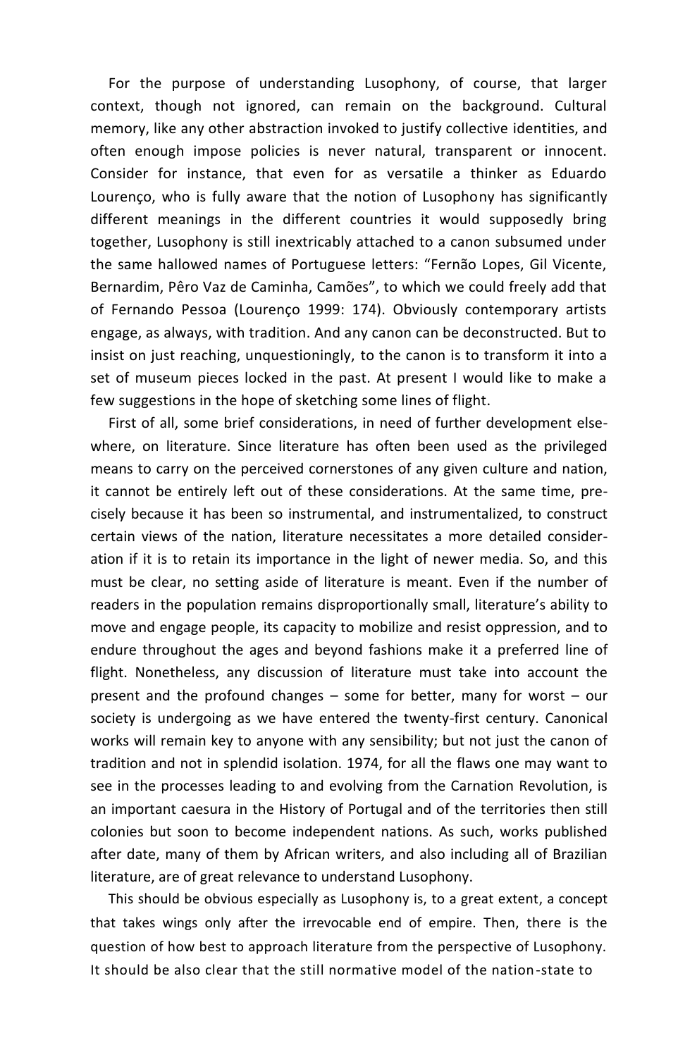For the purpose of understanding Lusophony, of course, that larger context, though not ignored, can remain on the background. Cultural memory, like any other abstraction invoked to justify collective identities, and often enough impose policies is never natural, transparent or innocent. Consider for instance, that even for as versatile a thinker as Eduardo Lourenço, who is fully aware that the notion of Lusophony has significantly different meanings in the different countries it would supposedly bring together, Lusophony is still inextricably attached to a canon subsumed under the same hallowed names of Portuguese letters: "Fernão Lopes, Gil Vicente, Bernardim, Pêro Vaz de Caminha, Camões", to which we could freely add that of Fernando Pessoa (Lourenço 1999: 174). Obviously contemporary artists engage, as always, with tradition. And any canon can be deconstructed. But to insist on just reaching, unquestioningly, to the canon is to transform it into a set of museum pieces locked in the past. At present I would like to make a few suggestions in the hope of sketching some lines of flight.

First of all, some brief considerations, in need of further development elsewhere, on literature. Since literature has often been used as the privileged means to carry on the perceived cornerstones of any given culture and nation, it cannot be entirely left out of these considerations. At the same time, precisely because it has been so instrumental, and instrumentalized, to construct certain views of the nation, literature necessitates a more detailed consideration if it is to retain its importance in the light of newer media. So, and this must be clear, no setting aside of literature is meant. Even if the number of readers in the population remains disproportionally small, literature's ability to move and engage people, its capacity to mobilize and resist oppression, and to endure throughout the ages and beyond fashions make it a preferred line of flight. Nonetheless, any discussion of literature must take into account the present and the profound changes – some for better, many for worst – our society is undergoing as we have entered the twenty-first century. Canonical works will remain key to anyone with any sensibility; but not just the canon of tradition and not in splendid isolation. 1974, for all the flaws one may want to see in the processes leading to and evolving from the Carnation Revolution, is an important caesura in the History of Portugal and of the territories then still colonies but soon to become independent nations. As such, works published after date, many of them by African writers, and also including all of Brazilian literature, are of great relevance to understand Lusophony.

This should be obvious especially as Lusophony is, to a great extent, a concept that takes wings only after the irrevocable end of empire. Then, there is the question of how best to approach literature from the perspective of Lusophony. It should be also clear that the still normative model of the nation-state to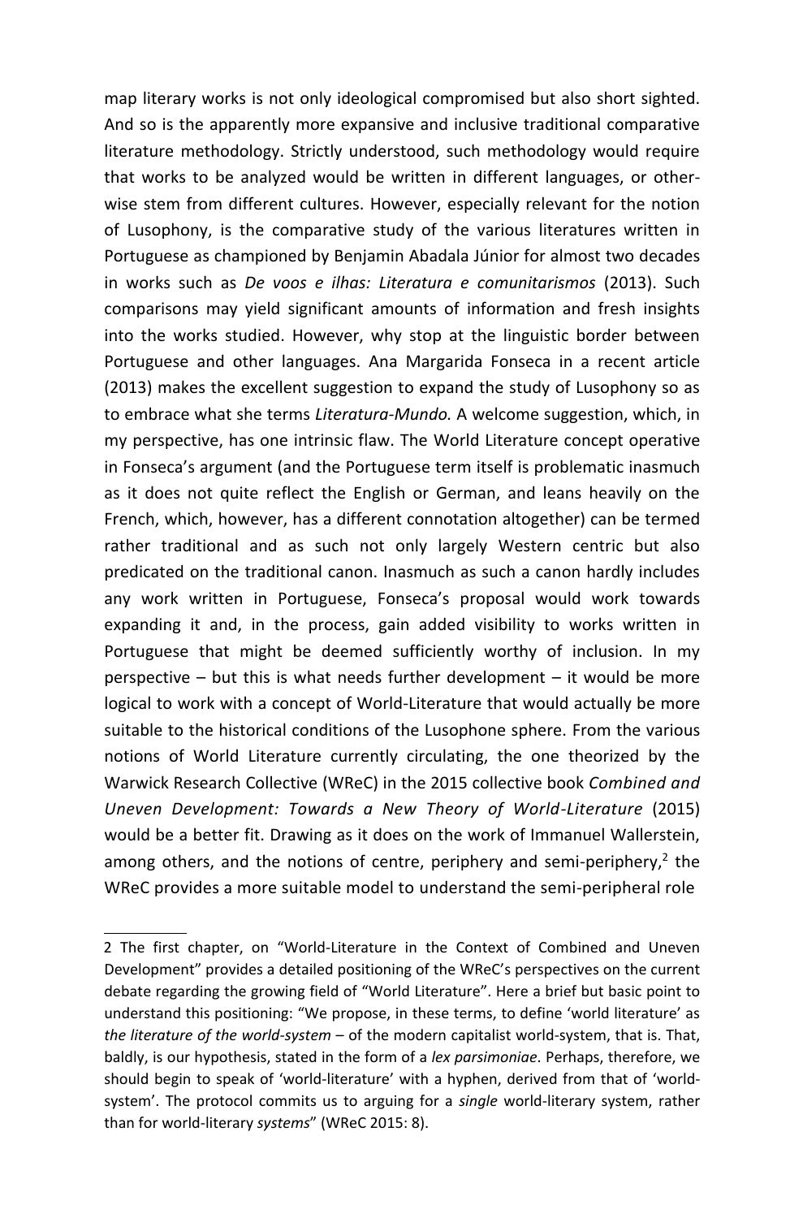map literary works is not only ideological compromised but also short sighted. And so is the apparently more expansive and inclusive traditional comparative literature methodology. Strictly understood, such methodology would require that works to be analyzed would be written in different languages, or otherwise stem from different cultures. However, especially relevant for the notion of Lusophony, is the comparative study of the various literatures written in Portuguese as championed by Benjamin Abadala Júnior for almost two decades in works such as *De voos e ilhas: Literatura e comunitarismos* (2013). Such comparisons may yield significant amounts of information and fresh insights into the works studied. However, why stop at the linguistic border between Portuguese and other languages. Ana Margarida Fonseca in a recent article (2013) makes the excellent suggestion to expand the study of Lusophony so as to embrace what she terms *Literatura-Mundo.* A welcome suggestion, which, in my perspective, has one intrinsic flaw. The World Literature concept operative in Fonseca's argument (and the Portuguese term itself is problematic inasmuch as it does not quite reflect the English or German, and leans heavily on the French, which, however, has a different connotation altogether) can be termed rather traditional and as such not only largely Western centric but also predicated on the traditional canon. Inasmuch as such a canon hardly includes any work written in Portuguese, Fonseca's proposal would work towards expanding it and, in the process, gain added visibility to works written in Portuguese that might be deemed sufficiently worthy of inclusion. In my perspective – but this is what needs further development – it would be more logical to work with a concept of World-Literature that would actually be more suitable to the historical conditions of the Lusophone sphere. From the various notions of World Literature currently circulating, the one theorized by the Warwick Research Collective (WReC) in the 2015 collective book *Combined and Uneven Development: Towards a New Theory of World-Literature* (2015) would be a better fit. Drawing as it does on the work of Immanuel Wallerstein, among others, and the notions of centre, periphery and semi-periphery,[2] the WReC provides a more suitable model to understand the semi-peripheral role

---

2 The first chapter, on "World-Literature in the Context of Combined and Uneven Development" provides a detailed positioning of the WReC's perspectives on the current debate regarding the growing field of "World Literature". Here a brief but basic point to understand this positioning: "We propose, in these terms, to define 'world literature' as *the literature of the world-system* – of the modern capitalist world-system, that is. That, baldly, is our hypothesis, stated in the form of a *lex parsimoniae*. Perhaps, therefore, we should begin to speak of 'world-literature' with a hyphen, derived from that of 'world-system'. The protocol commits us to arguing for a *single* world-literary system, rather than for world-literary *systems*" (WReC 2015: 8).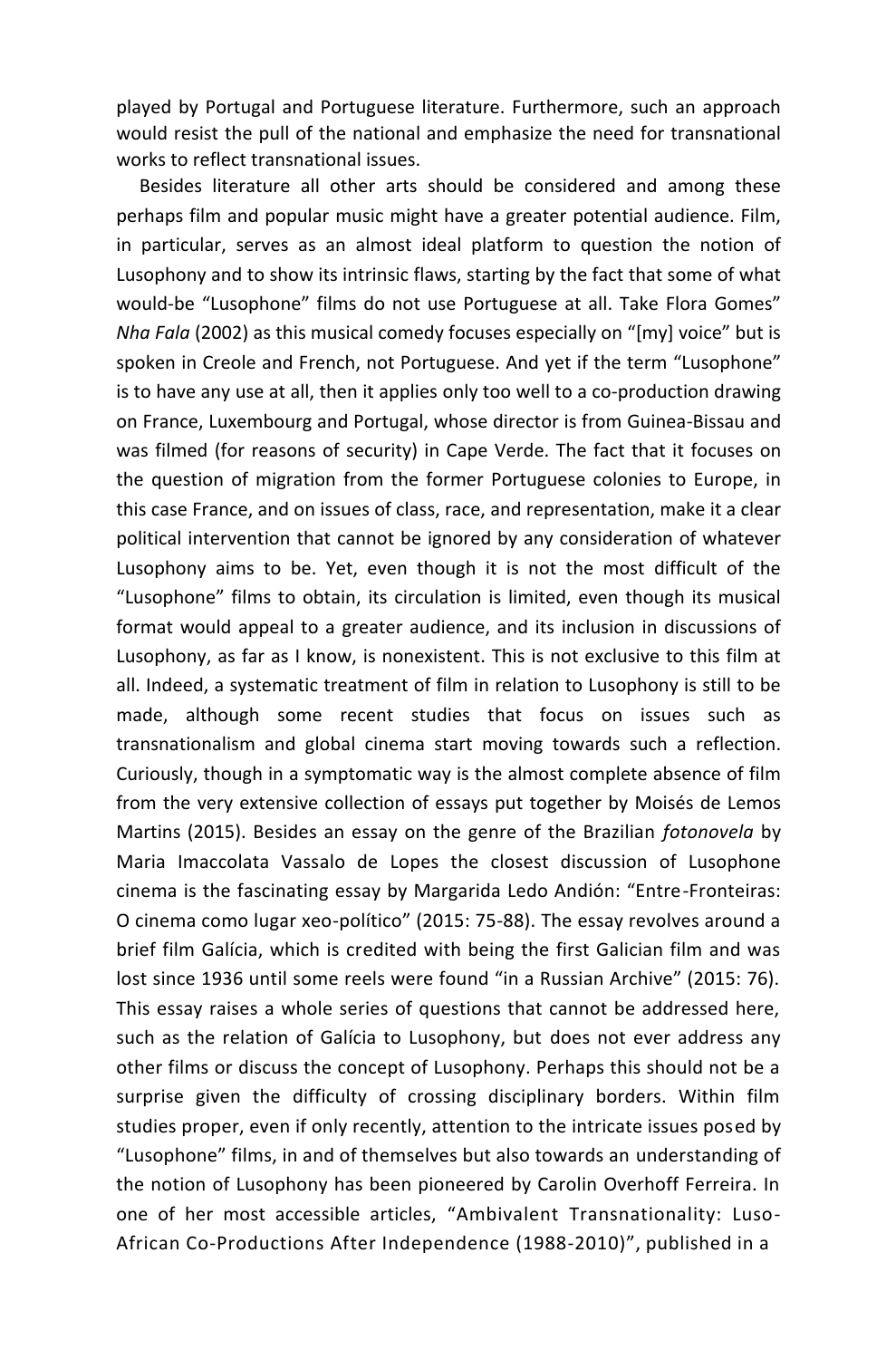played by Portugal and Portuguese literature. Furthermore, such an approach would resist the pull of the national and emphasize the need for transnational works to reflect transnational issues.

Besides literature all other arts should be considered and among these perhaps film and popular music might have a greater potential audience. Film, in particular, serves as an almost ideal platform to question the notion of Lusophony and to show its intrinsic flaws, starting by the fact that some of what would-be "Lusophone" films do not use Portuguese at all. Take Flora Gomes" *Nha Fala* (2002) as this musical comedy focuses especially on "[my] voice" but is spoken in Creole and French, not Portuguese. And yet if the term "Lusophone" is to have any use at all, then it applies only too well to a co-production drawing on France, Luxembourg and Portugal, whose director is from Guinea-Bissau and was filmed (for reasons of security) in Cape Verde. The fact that it focuses on the question of migration from the former Portuguese colonies to Europe, in this case France, and on issues of class, race, and representation, make it a clear political intervention that cannot be ignored by any consideration of whatever Lusophony aims to be. Yet, even though it is not the most difficult of the "Lusophone" films to obtain, its circulation is limited, even though its musical format would appeal to a greater audience, and its inclusion in discussions of Lusophony, as far as I know, is nonexistent. This is not exclusive to this film at all. Indeed, a systematic treatment of film in relation to Lusophony is still to be made, although some recent studies that focus on issues such as transnationalism and global cinema start moving towards such a reflection. Curiously, though in a symptomatic way is the almost complete absence of film from the very extensive collection of essays put together by Moisés de Lemos Martins (2015). Besides an essay on the genre of the Brazilian *fotonovela* by Maria Imaccolata Vassalo de Lopes the closest discussion of Lusophone cinema is the fascinating essay by Margarida Ledo Andión: "Entre-Fronteiras: O cinema como lugar xeo-político" (2015: 75-88). The essay revolves around a brief film Galícia, which is credited with being the first Galician film and was lost since 1936 until some reels were found "in a Russian Archive" (2015: 76). This essay raises a whole series of questions that cannot be addressed here, such as the relation of Galícia to Lusophony, but does not ever address any other films or discuss the concept of Lusophony. Perhaps this should not be a surprise given the difficulty of crossing disciplinary borders. Within film studies proper, even if only recently, attention to the intricate issues posed by "Lusophone" films, in and of themselves but also towards an understanding of the notion of Lusophony has been pioneered by Carolin Overhoff Ferreira. In one of her most accessible articles, "Ambivalent Transnationality: Luso-African Co-Productions After Independence (1988-2010)", published in a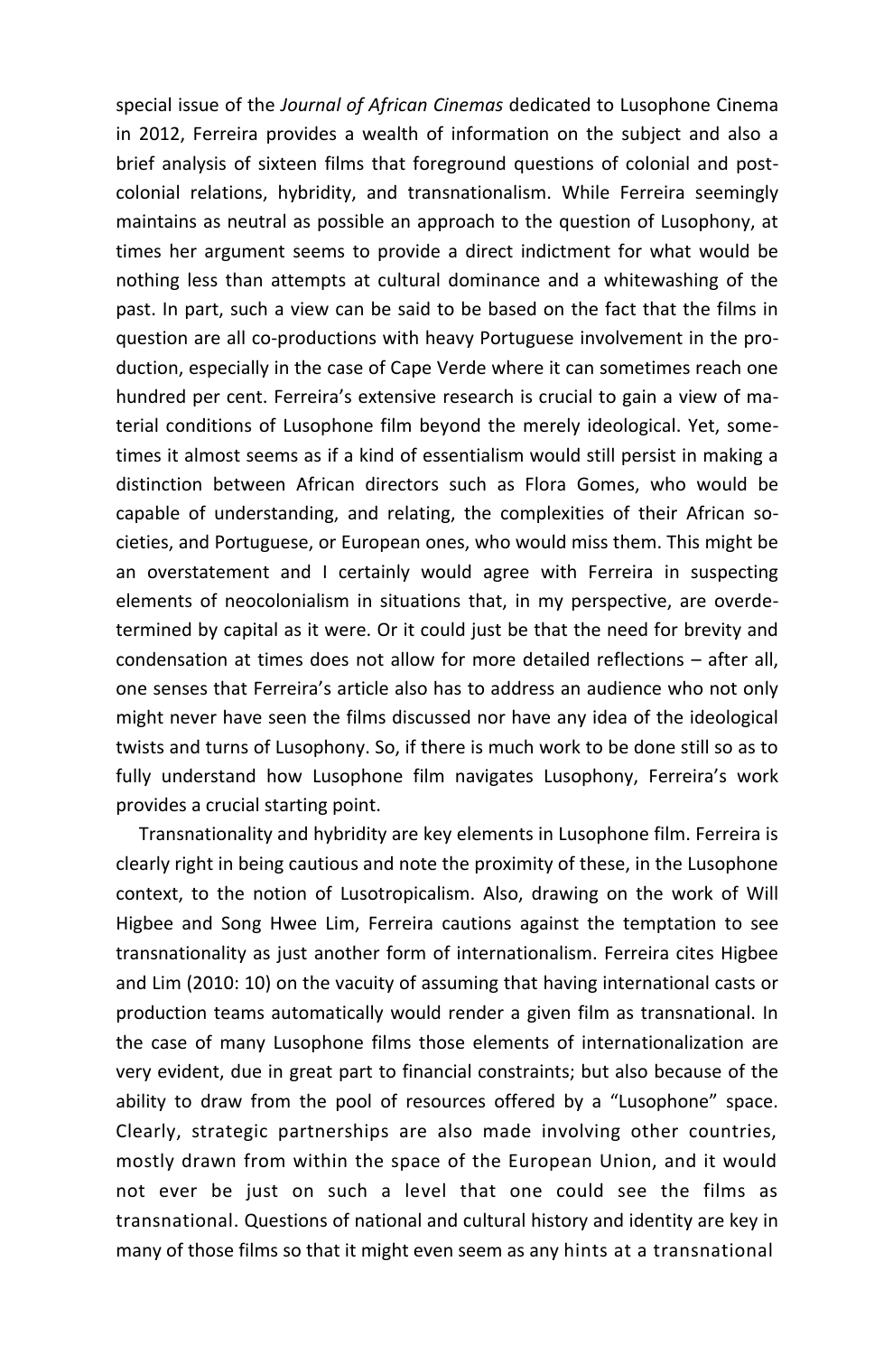special issue of the *Journal of African Cinemas* dedicated to Lusophone Cinema in 2012, Ferreira provides a wealth of information on the subject and also a brief analysis of sixteen films that foreground questions of colonial and post-colonial relations, hybridity, and transnationalism. While Ferreira seemingly maintains as neutral as possible an approach to the question of Lusophony, at times her argument seems to provide a direct indictment for what would be nothing less than attempts at cultural dominance and a whitewashing of the past. In part, such a view can be said to be based on the fact that the films in question are all co-productions with heavy Portuguese involvement in the production, especially in the case of Cape Verde where it can sometimes reach one hundred per cent. Ferreira's extensive research is crucial to gain a view of material conditions of Lusophone film beyond the merely ideological. Yet, sometimes it almost seems as if a kind of essentialism would still persist in making a distinction between African directors such as Flora Gomes, who would be capable of understanding, and relating, the complexities of their African societies, and Portuguese, or European ones, who would miss them. This might be an overstatement and I certainly would agree with Ferreira in suspecting elements of neocolonialism in situations that, in my perspective, are overdetermined by capital as it were. Or it could just be that the need for brevity and condensation at times does not allow for more detailed reflections – after all, one senses that Ferreira's article also has to address an audience who not only might never have seen the films discussed nor have any idea of the ideological twists and turns of Lusophony. So, if there is much work to be done still so as to fully understand how Lusophone film navigates Lusophony, Ferreira's work provides a crucial starting point.

Transnationality and hybridity are key elements in Lusophone film. Ferreira is clearly right in being cautious and note the proximity of these, in the Lusophone context, to the notion of Lusotropicalism. Also, drawing on the work of Will Higbee and Song Hwee Lim, Ferreira cautions against the temptation to see transnationality as just another form of internationalism. Ferreira cites Higbee and Lim (2010: 10) on the vacuity of assuming that having international casts or production teams automatically would render a given film as transnational. In the case of many Lusophone films those elements of internationalization are very evident, due in great part to financial constraints; but also because of the ability to draw from the pool of resources offered by a "Lusophone" space. Clearly, strategic partnerships are also made involving other countries, mostly drawn from within the space of the European Union, and it would not ever be just on such a level that one could see the films as transnational. Questions of national and cultural history and identity are key in many of those films so that it might even seem as any hints at a transnational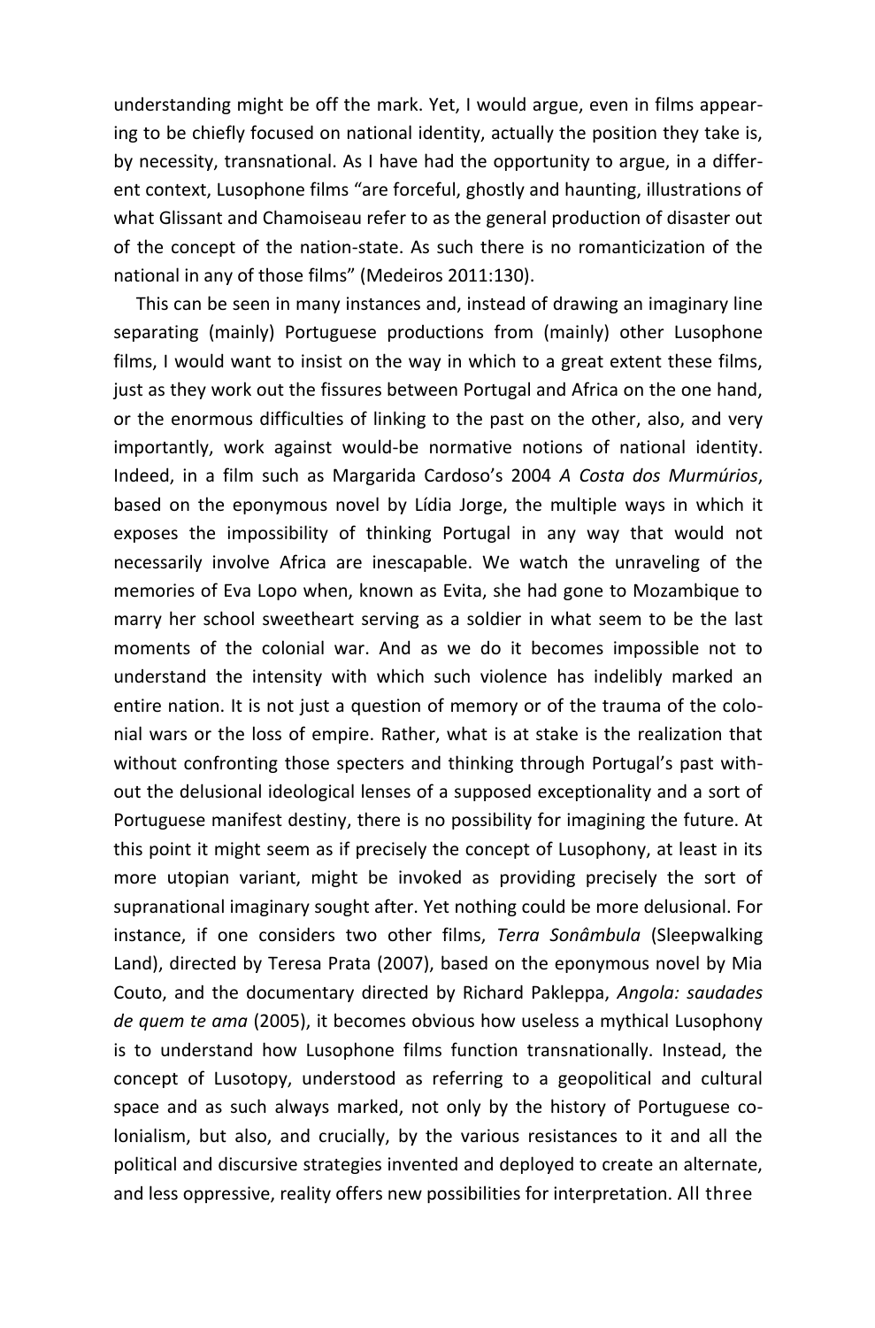understanding might be off the mark. Yet, I would argue, even in films appearing to be chiefly focused on national identity, actually the position they take is, by necessity, transnational. As I have had the opportunity to argue, in a different context, Lusophone films "are forceful, ghostly and haunting, illustrations of what Glissant and Chamoiseau refer to as the general production of disaster out of the concept of the nation-state. As such there is no romanticization of the national in any of those films" (Medeiros 2011:130).

This can be seen in many instances and, instead of drawing an imaginary line separating (mainly) Portuguese productions from (mainly) other Lusophone films, I would want to insist on the way in which to a great extent these films, just as they work out the fissures between Portugal and Africa on the one hand, or the enormous difficulties of linking to the past on the other, also, and very importantly, work against would-be normative notions of national identity. Indeed, in a film such as Margarida Cardoso's 2004 *A Costa dos Murmúrios*, based on the eponymous novel by Lídia Jorge, the multiple ways in which it exposes the impossibility of thinking Portugal in any way that would not necessarily involve Africa are inescapable. We watch the unraveling of the memories of Eva Lopo when, known as Evita, she had gone to Mozambique to marry her school sweetheart serving as a soldier in what seem to be the last moments of the colonial war. And as we do it becomes impossible not to understand the intensity with which such violence has indelibly marked an entire nation. It is not just a question of memory or of the trauma of the colonial wars or the loss of empire. Rather, what is at stake is the realization that without confronting those specters and thinking through Portugal's past without the delusional ideological lenses of a supposed exceptionality and a sort of Portuguese manifest destiny, there is no possibility for imagining the future. At this point it might seem as if precisely the concept of Lusophony, at least in its more utopian variant, might be invoked as providing precisely the sort of supranational imaginary sought after. Yet nothing could be more delusional. For instance, if one considers two other films, *Terra Sonâmbula* (Sleepwalking Land), directed by Teresa Prata (2007), based on the eponymous novel by Mia Couto, and the documentary directed by Richard Pakleppa, *Angola: saudades de quem te ama* (2005), it becomes obvious how useless a mythical Lusophony is to understand how Lusophone films function transnationally. Instead, the concept of Lusotopy, understood as referring to a geopolitical and cultural space and as such always marked, not only by the history of Portuguese colonialism, but also, and crucially, by the various resistances to it and all the political and discursive strategies invented and deployed to create an alternate, and less oppressive, reality offers new possibilities for interpretation. All three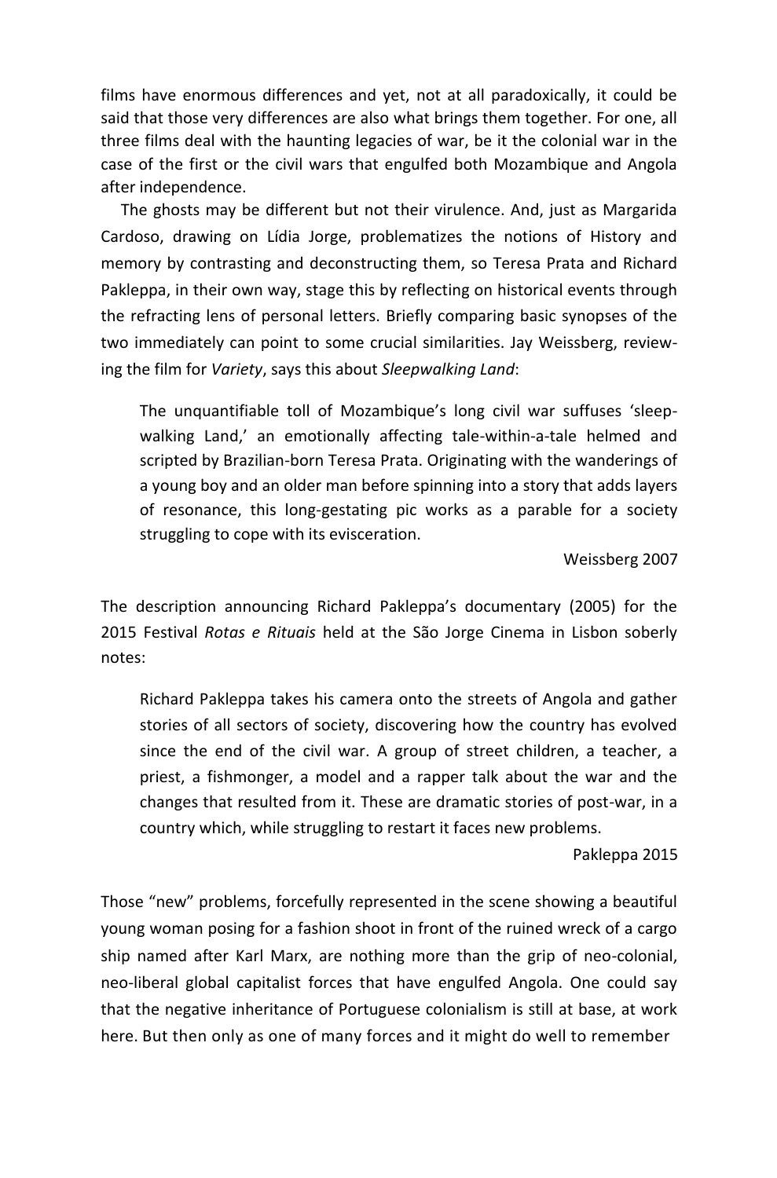films have enormous differences and yet, not at all paradoxically, it could be said that those very differences are also what brings them together. For one, all three films deal with the haunting legacies of war, be it the colonial war in the case of the first or the civil wars that engulfed both Mozambique and Angola after independence.

The ghosts may be different but not their virulence. And, just as Margarida Cardoso, drawing on Lídia Jorge, problematizes the notions of History and memory by contrasting and deconstructing them, so Teresa Prata and Richard Pakleppa, in their own way, stage this by reflecting on historical events through the refracting lens of personal letters. Briefly comparing basic synopses of the two immediately can point to some crucial similarities. Jay Weissberg, reviewing the film for *Variety*, says this about *Sleepwalking Land*:

> The unquantifiable toll of Mozambique's long civil war suffuses 'sleepwalking Land,' an emotionally affecting tale-within-a-tale helmed and scripted by Brazilian-born Teresa Prata. Originating with the wanderings of a young boy and an older man before spinning into a story that adds layers of resonance, this long-gestating pic works as a parable for a society struggling to cope with its evisceration.
>
> Weissberg 2007

The description announcing Richard Pakleppa's documentary (2005) for the 2015 Festival *Rotas e Rituais* held at the São Jorge Cinema in Lisbon soberly notes:

> Richard Pakleppa takes his camera onto the streets of Angola and gather stories of all sectors of society, discovering how the country has evolved since the end of the civil war. A group of street children, a teacher, a priest, a fishmonger, a model and a rapper talk about the war and the changes that resulted from it. These are dramatic stories of post-war, in a country which, while struggling to restart it faces new problems.
>
> Pakleppa 2015

Those "new" problems, forcefully represented in the scene showing a beautiful young woman posing for a fashion shoot in front of the ruined wreck of a cargo ship named after Karl Marx, are nothing more than the grip of neo-colonial, neo-liberal global capitalist forces that have engulfed Angola. One could say that the negative inheritance of Portuguese colonialism is still at base, at work here. But then only as one of many forces and it might do well to remember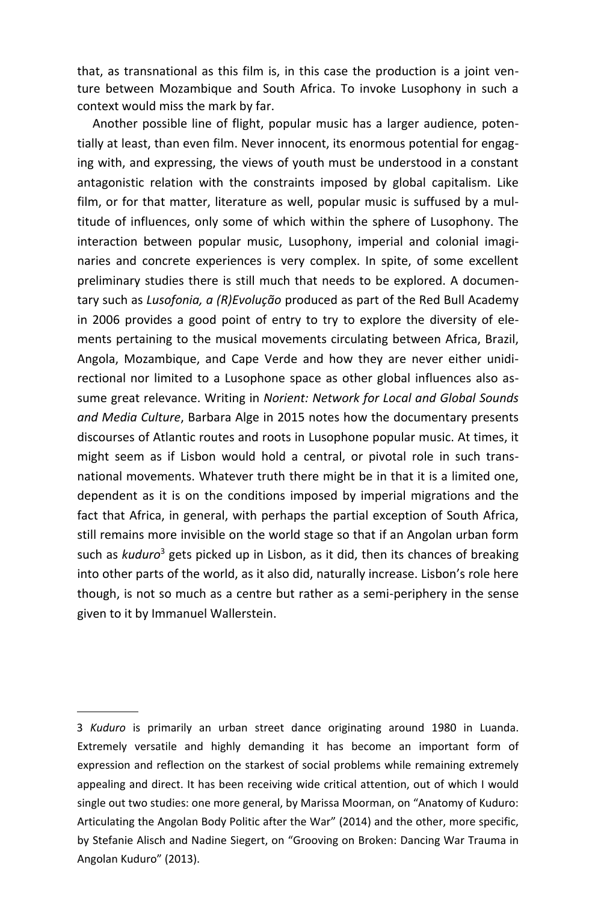that, as transnational as this film is, in this case the production is a joint venture between Mozambique and South Africa. To invoke Lusophony in such a context would miss the mark by far.

Another possible line of flight, popular music has a larger audience, potentially at least, than even film. Never innocent, its enormous potential for engaging with, and expressing, the views of youth must be understood in a constant antagonistic relation with the constraints imposed by global capitalism. Like film, or for that matter, literature as well, popular music is suffused by a multitude of influences, only some of which within the sphere of Lusophony. The interaction between popular music, Lusophony, imperial and colonial imaginaries and concrete experiences is very complex. In spite, of some excellent preliminary studies there is still much that needs to be explored. A documentary such as *Lusofonia, a (R)Evolução* produced as part of the Red Bull Academy in 2006 provides a good point of entry to try to explore the diversity of elements pertaining to the musical movements circulating between Africa, Brazil, Angola, Mozambique, and Cape Verde and how they are never either unidirectional nor limited to a Lusophone space as other global influences also assume great relevance. Writing in *Norient: Network for Local and Global Sounds and Media Culture*, Barbara Alge in 2015 notes how the documentary presents discourses of Atlantic routes and roots in Lusophone popular music. At times, it might seem as if Lisbon would hold a central, or pivotal role in such transnational movements. Whatever truth there might be in that it is a limited one, dependent as it is on the conditions imposed by imperial migrations and the fact that Africa, in general, with perhaps the partial exception of South Africa, still remains more invisible on the world stage so that if an Angolan urban form such as *kuduro*[3] gets picked up in Lisbon, as it did, then its chances of breaking into other parts of the world, as it also did, naturally increase. Lisbon's role here though, is not so much as a centre but rather as a semi-periphery in the sense given to it by Immanuel Wallerstein.

---

3 *Kuduro* is primarily an urban street dance originating around 1980 in Luanda. Extremely versatile and highly demanding it has become an important form of expression and reflection on the starkest of social problems while remaining extremely appealing and direct. It has been receiving wide critical attention, out of which I would single out two studies: one more general, by Marissa Moorman, on "Anatomy of Kuduro: Articulating the Angolan Body Politic after the War" (2014) and the other, more specific, by Stefanie Alisch and Nadine Siegert, on "Grooving on Broken: Dancing War Trauma in Angolan Kuduro" (2013).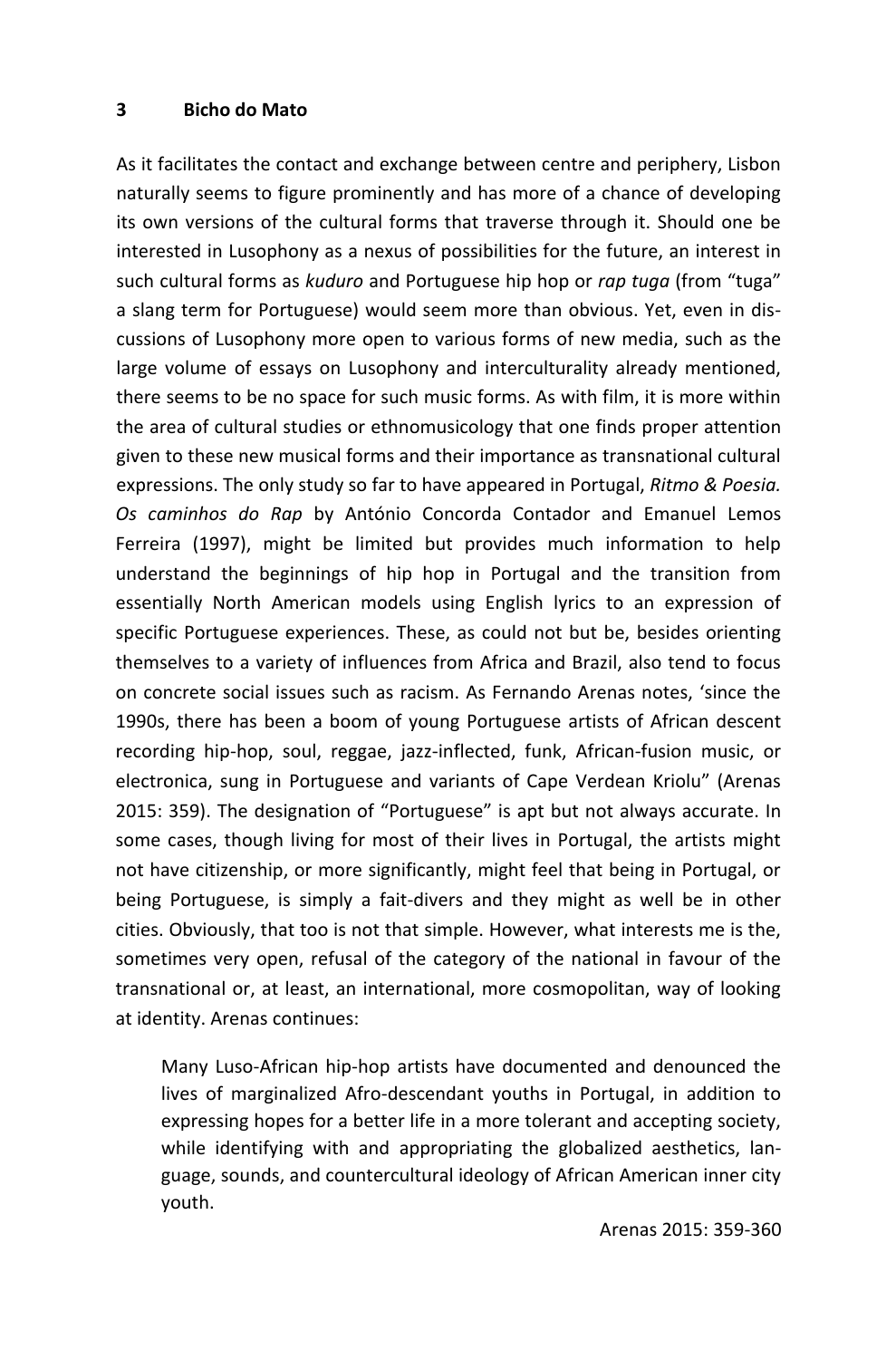## 3 Bicho do Mato

As it facilitates the contact and exchange between centre and periphery, Lisbon naturally seems to figure prominently and has more of a chance of developing its own versions of the cultural forms that traverse through it. Should one be interested in Lusophony as a nexus of possibilities for the future, an interest in such cultural forms as *kuduro* and Portuguese hip hop or *rap tuga* (from "tuga" a slang term for Portuguese) would seem more than obvious. Yet, even in discussions of Lusophony more open to various forms of new media, such as the large volume of essays on Lusophony and interculturality already mentioned, there seems to be no space for such music forms. As with film, it is more within the area of cultural studies or ethnomusicology that one finds proper attention given to these new musical forms and their importance as transnational cultural expressions. The only study so far to have appeared in Portugal, *Ritmo & Poesia. Os caminhos do Rap* by António Concorda Contador and Emanuel Lemos Ferreira (1997), might be limited but provides much information to help understand the beginnings of hip hop in Portugal and the transition from essentially North American models using English lyrics to an expression of specific Portuguese experiences. These, as could not but be, besides orienting themselves to a variety of influences from Africa and Brazil, also tend to focus on concrete social issues such as racism. As Fernando Arenas notes, 'since the 1990s, there has been a boom of young Portuguese artists of African descent recording hip-hop, soul, reggae, jazz-inflected, funk, African-fusion music, or electronica, sung in Portuguese and variants of Cape Verdean Kriolu" (Arenas 2015: 359). The designation of "Portuguese" is apt but not always accurate. In some cases, though living for most of their lives in Portugal, the artists might not have citizenship, or more significantly, might feel that being in Portugal, or being Portuguese, is simply a fait-divers and they might as well be in other cities. Obviously, that too is not that simple. However, what interests me is the, sometimes very open, refusal of the category of the national in favour of the transnational or, at least, an international, more cosmopolitan, way of looking at identity. Arenas continues:

> Many Luso-African hip-hop artists have documented and denounced the lives of marginalized Afro-descendant youths in Portugal, in addition to expressing hopes for a better life in a more tolerant and accepting society, while identifying with and appropriating the globalized aesthetics, language, sounds, and countercultural ideology of African American inner city youth.
>
> Arenas 2015: 359-360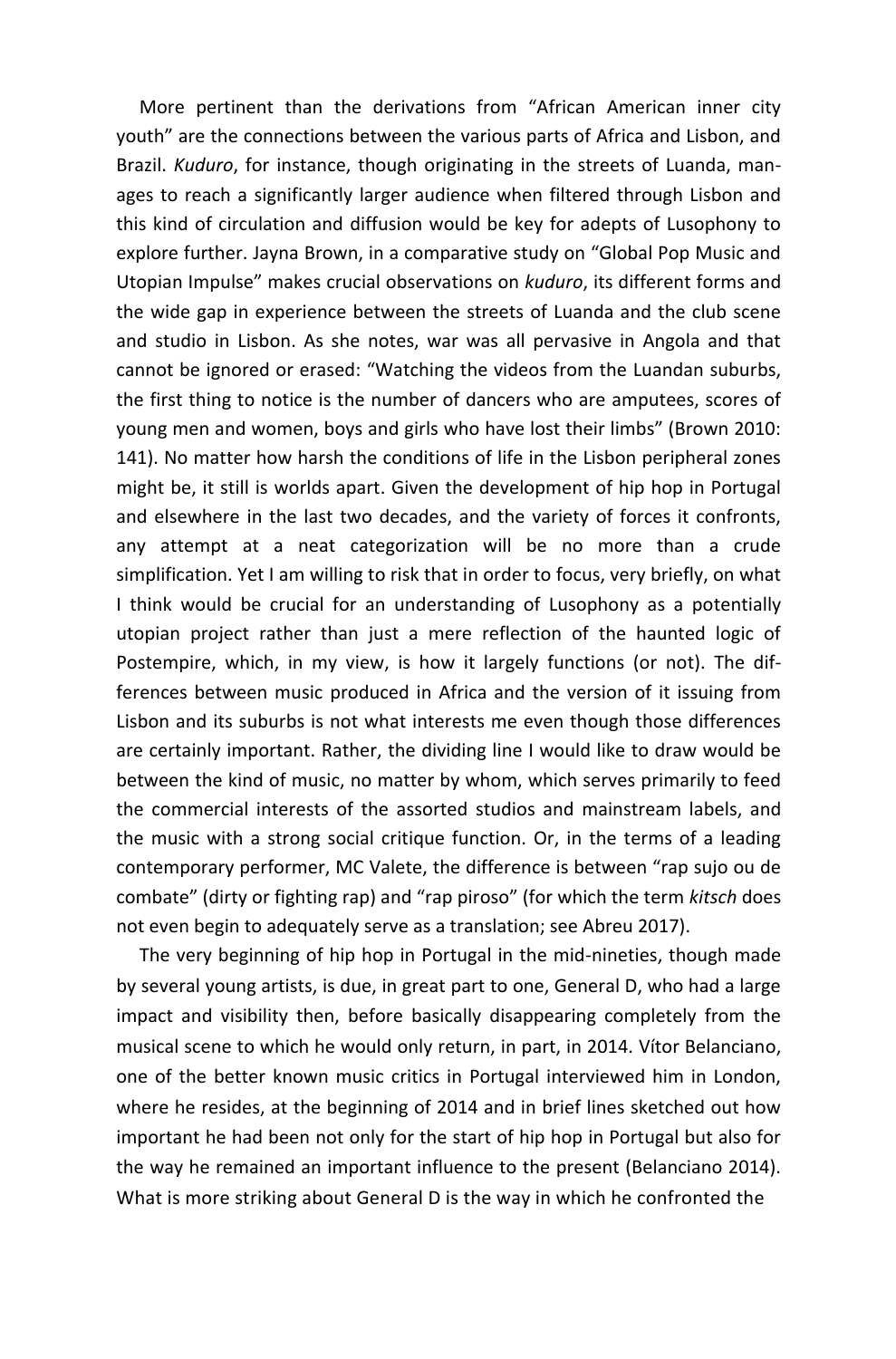More pertinent than the derivations from "African American inner city youth" are the connections between the various parts of Africa and Lisbon, and Brazil. *Kuduro*, for instance, though originating in the streets of Luanda, manages to reach a significantly larger audience when filtered through Lisbon and this kind of circulation and diffusion would be key for adepts of Lusophony to explore further. Jayna Brown, in a comparative study on "Global Pop Music and Utopian Impulse" makes crucial observations on *kuduro*, its different forms and the wide gap in experience between the streets of Luanda and the club scene and studio in Lisbon. As she notes, war was all pervasive in Angola and that cannot be ignored or erased: "Watching the videos from the Luandan suburbs, the first thing to notice is the number of dancers who are amputees, scores of young men and women, boys and girls who have lost their limbs" (Brown 2010: 141). No matter how harsh the conditions of life in the Lisbon peripheral zones might be, it still is worlds apart. Given the development of hip hop in Portugal and elsewhere in the last two decades, and the variety of forces it confronts, any attempt at a neat categorization will be no more than a crude simplification. Yet I am willing to risk that in order to focus, very briefly, on what I think would be crucial for an understanding of Lusophony as a potentially utopian project rather than just a mere reflection of the haunted logic of Postempire, which, in my view, is how it largely functions (or not). The differences between music produced in Africa and the version of it issuing from Lisbon and its suburbs is not what interests me even though those differences are certainly important. Rather, the dividing line I would like to draw would be between the kind of music, no matter by whom, which serves primarily to feed the commercial interests of the assorted studios and mainstream labels, and the music with a strong social critique function. Or, in the terms of a leading contemporary performer, MC Valete, the difference is between "rap sujo ou de combate" (dirty or fighting rap) and "rap piroso" (for which the term *kitsch* does not even begin to adequately serve as a translation; see Abreu 2017).

The very beginning of hip hop in Portugal in the mid-nineties, though made by several young artists, is due, in great part to one, General D, who had a large impact and visibility then, before basically disappearing completely from the musical scene to which he would only return, in part, in 2014. Vítor Belanciano, one of the better known music critics in Portugal interviewed him in London, where he resides, at the beginning of 2014 and in brief lines sketched out how important he had been not only for the start of hip hop in Portugal but also for the way he remained an important influence to the present (Belanciano 2014). What is more striking about General D is the way in which he confronted the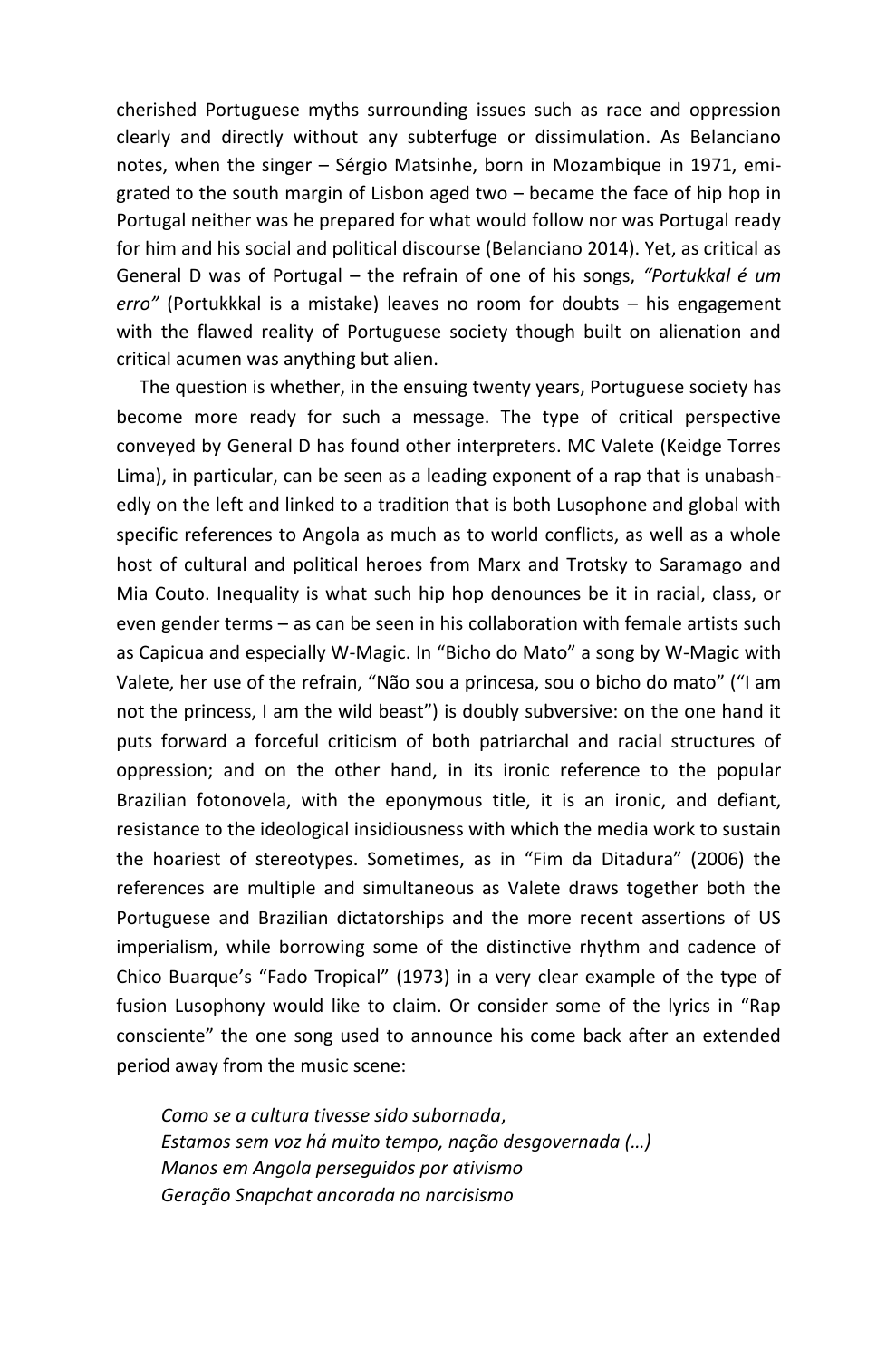cherished Portuguese myths surrounding issues such as race and oppression clearly and directly without any subterfuge or dissimulation. As Belanciano notes, when the singer – Sérgio Matsinhe, born in Mozambique in 1971, emigrated to the south margin of Lisbon aged two – became the face of hip hop in Portugal neither was he prepared for what would follow nor was Portugal ready for him and his social and political discourse (Belanciano 2014). Yet, as critical as General D was of Portugal – the refrain of one of his songs, *"Portukkal é um erro"* (Portukkkal is a mistake) leaves no room for doubts – his engagement with the flawed reality of Portuguese society though built on alienation and critical acumen was anything but alien.

The question is whether, in the ensuing twenty years, Portuguese society has become more ready for such a message. The type of critical perspective conveyed by General D has found other interpreters. MC Valete (Keidge Torres Lima), in particular, can be seen as a leading exponent of a rap that is unabashedly on the left and linked to a tradition that is both Lusophone and global with specific references to Angola as much as to world conflicts, as well as a whole host of cultural and political heroes from Marx and Trotsky to Saramago and Mia Couto. Inequality is what such hip hop denounces be it in racial, class, or even gender terms – as can be seen in his collaboration with female artists such as Capicua and especially W-Magic. In "Bicho do Mato" a song by W-Magic with Valete, her use of the refrain, "Não sou a princesa, sou o bicho do mato" ("I am not the princess, I am the wild beast") is doubly subversive: on the one hand it puts forward a forceful criticism of both patriarchal and racial structures of oppression; and on the other hand, in its ironic reference to the popular Brazilian fotonovela, with the eponymous title, it is an ironic, and defiant, resistance to the ideological insidiousness with which the media work to sustain the hoariest of stereotypes. Sometimes, as in "Fim da Ditadura" (2006) the references are multiple and simultaneous as Valete draws together both the Portuguese and Brazilian dictatorships and the more recent assertions of US imperialism, while borrowing some of the distinctive rhythm and cadence of Chico Buarque's "Fado Tropical" (1973) in a very clear example of the type of fusion Lusophony would like to claim. Or consider some of the lyrics in "Rap consciente" the one song used to announce his come back after an extended period away from the music scene:

*Como se a cultura tivesse sido subornada*,
*Estamos sem voz há muito tempo, nação desgovernada (…)*
*Manos em Angola perseguidos por ativismo*
*Geração Snapchat ancorada no narcisismo*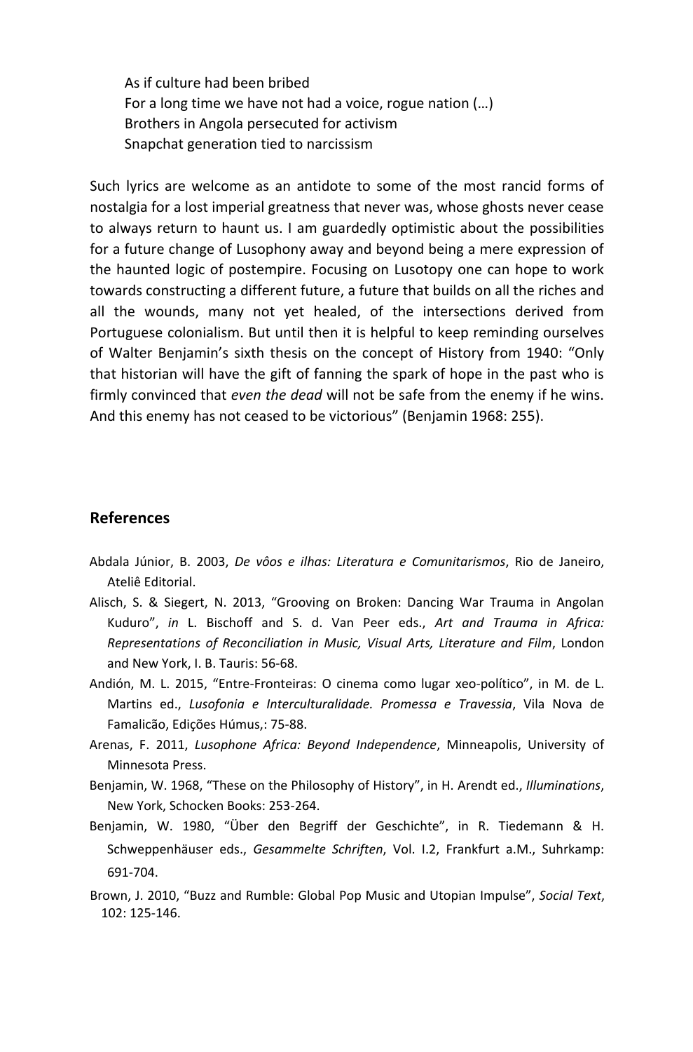> As if culture had been bribed
> For a long time we have not had a voice, rogue nation (…)
> Brothers in Angola persecuted for activism
> Snapchat generation tied to narcissism

Such lyrics are welcome as an antidote to some of the most rancid forms of nostalgia for a lost imperial greatness that never was, whose ghosts never cease to always return to haunt us. I am guardedly optimistic about the possibilities for a future change of Lusophony away and beyond being a mere expression of the haunted logic of postempire. Focusing on Lusotopy one can hope to work towards constructing a different future, a future that builds on all the riches and all the wounds, many not yet healed, of the intersections derived from Portuguese colonialism. But until then it is helpful to keep reminding ourselves of Walter Benjamin's sixth thesis on the concept of History from 1940: "Only that historian will have the gift of fanning the spark of hope in the past who is firmly convinced that *even the dead* will not be safe from the enemy if he wins. And this enemy has not ceased to be victorious" (Benjamin 1968: 255).

## References

Abdala Júnior, B. 2003, *De vôos e ilhas: Literatura e Comunitarismos*, Rio de Janeiro, Ateliê Editorial.

Alisch, S. & Siegert, N. 2013, "Grooving on Broken: Dancing War Trauma in Angolan Kuduro", *in* L. Bischoff and S. d. Van Peer eds., *Art and Trauma in Africa: Representations of Reconciliation in Music, Visual Arts, Literature and Film*, London and New York, I. B. Tauris: 56-68.

Andión, M. L. 2015, "Entre-Fronteiras: O cinema como lugar xeo-político", in M. de L. Martins ed., *Lusofonia e Interculturalidade. Promessa e Travessia*, Vila Nova de Famalicão, Edições Húmus,: 75-88.

Arenas, F. 2011, *Lusophone Africa: Beyond Independence*, Minneapolis, University of Minnesota Press.

Benjamin, W. 1968, "These on the Philosophy of History", in H. Arendt ed., *Illuminations*, New York, Schocken Books: 253-264.

Benjamin, W. 1980, "Über den Begriff der Geschichte", in R. Tiedemann & H. Schweppenhäuser eds., *Gesammelte Schriften*, Vol. I.2, Frankfurt a.M., Suhrkamp: 691-704.

Brown, J. 2010, "Buzz and Rumble: Global Pop Music and Utopian Impulse", *Social Text*, 102: 125-146.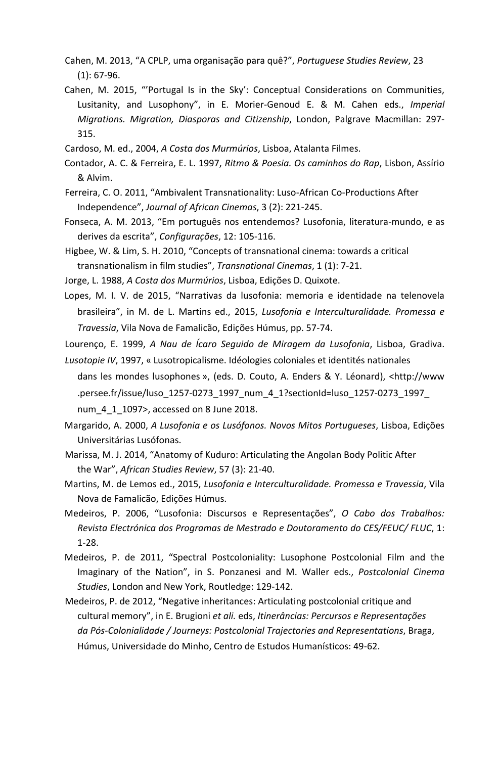Cahen, M. 2013, "A CPLP, uma organisação para quê?", *Portuguese Studies Review*, 23 (1): 67-96.

Cahen, M. 2015, "'Portugal Is in the Sky': Conceptual Considerations on Communities, Lusitanity, and Lusophony", in E. Morier-Genoud E. & M. Cahen eds., *Imperial Migrations. Migration, Diasporas and Citizenship*, London, Palgrave Macmillan: 297-315.

Cardoso, M. ed., 2004, *A Costa dos Murmúrios*, Lisboa, Atalanta Filmes.

Contador, A. C. & Ferreira, E. L. 1997, *Ritmo & Poesia. Os caminhos do Rap*, Lisbon, Assírio & Alvim.

Ferreira, C. O. 2011, "Ambivalent Transnationality: Luso-African Co-Productions After Independence", *Journal of African Cinemas*, 3 (2): 221-245.

Fonseca, A. M. 2013, "Em português nos entendemos? Lusofonia, literatura-mundo, e as derives da escrita", *Configurações*, 12: 105-116.

Higbee, W. & Lim, S. H. 2010, "Concepts of transnational cinema: towards a critical transnationalism in film studies", *Transnational Cinemas*, 1 (1): 7-21.

Jorge, L. 1988, *A Costa dos Murmúrios*, Lisboa, Edições D. Quixote.

Lopes, M. I. V. de 2015, "Narrativas da lusofonia: memoria e identidade na telenovela brasileira", in M. de L. Martins ed., 2015, *Lusofonia e Interculturalidade. Promessa e Travessia*, Vila Nova de Famalicão, Edições Húmus, pp. 57-74.

Lourenço, E. 1999, *A Nau de Ícaro Seguido de Miragem da Lusofonia*, Lisboa, Gradiva.

*Lusotopie IV*, 1997, « Lusotropicalisme. Idéologies coloniales et identités nationales dans les mondes lusophones », (eds. D. Couto, A. Enders & Y. Léonard), <http://www.persee.fr/issue/luso_1257-0273_1997_num_4_1?sectionId=luso_1257-0273_1997_num_4_1_1097>, accessed on 8 June 2018.

Margarido, A. 2000, *A Lusofonia e os Lusófonos. Novos Mitos Portugueses*, Lisboa, Edições Universitárias Lusófonas.

Marissa, M. J. 2014, "Anatomy of Kuduro: Articulating the Angolan Body Politic After the War", *African Studies Review*, 57 (3): 21-40.

Martins, M. de Lemos ed., 2015, *Lusofonia e Interculturalidade. Promessa e Travessia*, Vila Nova de Famalicão, Edições Húmus.

Medeiros, P. 2006, "Lusofonia: Discursos e Representações", *O Cabo dos Trabalhos: Revista Electrónica dos Programas de Mestrado e Doutoramento do CES/FEUC/ FLUC*, 1: 1-28.

Medeiros, P. de 2011, "Spectral Postcoloniality: Lusophone Postcolonial Film and the Imaginary of the Nation", in S. Ponzanesi and M. Waller eds., *Postcolonial Cinema Studies*, London and New York, Routledge: 129-142.

Medeiros, P. de 2012, "Negative inheritances: Articulating postcolonial critique and cultural memory", in E. Brugioni *et ali.* eds, *Itinerâncias: Percursos e Representações da Pós-Colonialidade / Journeys: Postcolonial Trajectories and Representations*, Braga, Húmus, Universidade do Minho, Centro de Estudos Humanísticos: 49-62.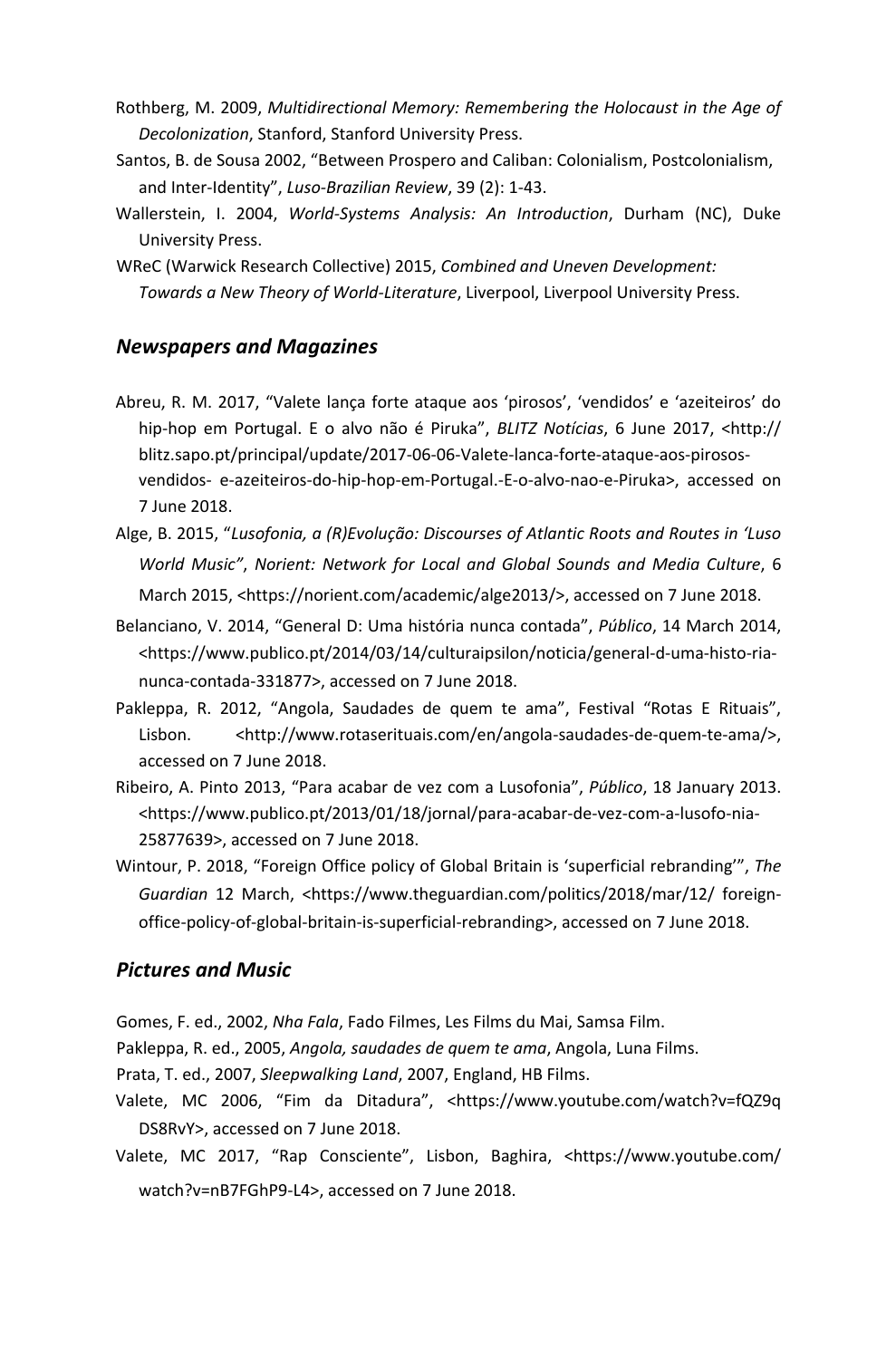Rothberg, M. 2009, *Multidirectional Memory: Remembering the Holocaust in the Age of Decolonization*, Stanford, Stanford University Press.

Santos, B. de Sousa 2002, "Between Prospero and Caliban: Colonialism, Postcolonialism, and Inter-Identity", *Luso-Brazilian Review*, 39 (2): 1-43.

Wallerstein, I. 2004, *World-Systems Analysis: An Introduction*, Durham (NC), Duke University Press.

WReC (Warwick Research Collective) 2015, *Combined and Uneven Development: Towards a New Theory of World-Literature*, Liverpool, Liverpool University Press.

## *Newspapers and Magazines*

Abreu, R. M. 2017, "Valete lança forte ataque aos 'pirosos', 'vendidos' e 'azeiteiros' do hip-hop em Portugal. E o alvo não é Piruka", *BLITZ Notícias*, 6 June 2017, <http://blitz.sapo.pt/principal/update/2017-06-06-Valete-lanca-forte-ataque-aos-pirosos-vendidos- e-azeiteiros-do-hip-hop-em-Portugal.-E-o-alvo-nao-e-Piruka>, accessed on 7 June 2018.

Alge, B. 2015, "*Lusofonia, a (R)Evolução: Discourses of Atlantic Roots and Routes in 'Luso World Music"*, *Norient: Network for Local and Global Sounds and Media Culture*, 6 March 2015, <https://norient.com/academic/alge2013/>, accessed on 7 June 2018.

Belanciano, V. 2014, "General D: Uma história nunca contada", *Público*, 14 March 2014, <https://www.publico.pt/2014/03/14/culturaipsilon/noticia/general-d-uma-histo-ria-nunca-contada-331877>, accessed on 7 June 2018.

Pakleppa, R. 2012, "Angola, Saudades de quem te ama", Festival "Rotas E Rituais", Lisbon. <http://www.rotaserituais.com/en/angola-saudades-de-quem-te-ama/>, accessed on 7 June 2018.

Ribeiro, A. Pinto 2013, "Para acabar de vez com a Lusofonia", *Público*, 18 January 2013. <https://www.publico.pt/2013/01/18/jornal/para-acabar-de-vez-com-a-lusofo-nia-25877639>, accessed on 7 June 2018.

Wintour, P. 2018, "Foreign Office policy of Global Britain is 'superficial rebranding'", *The Guardian* 12 March, <https://www.theguardian.com/politics/2018/mar/12/ foreign-office-policy-of-global-britain-is-superficial-rebranding>, accessed on 7 June 2018.

## *Pictures and Music*

Gomes, F. ed., 2002, *Nha Fala*, Fado Filmes, Les Films du Mai, Samsa Film.

Pakleppa, R. ed., 2005, *Angola, saudades de quem te ama*, Angola, Luna Films.

Prata, T. ed., 2007, *Sleepwalking Land*, 2007, England, HB Films.

Valete, MC 2006, "Fim da Ditadura", <https://www.youtube.com/watch?v=fQZ9q DS8RvY>, accessed on 7 June 2018.

Valete, MC 2017, "Rap Consciente", Lisbon, Baghira, <https://www.youtube.com/watch?v=nB7FGhP9-L4>, accessed on 7 June 2018.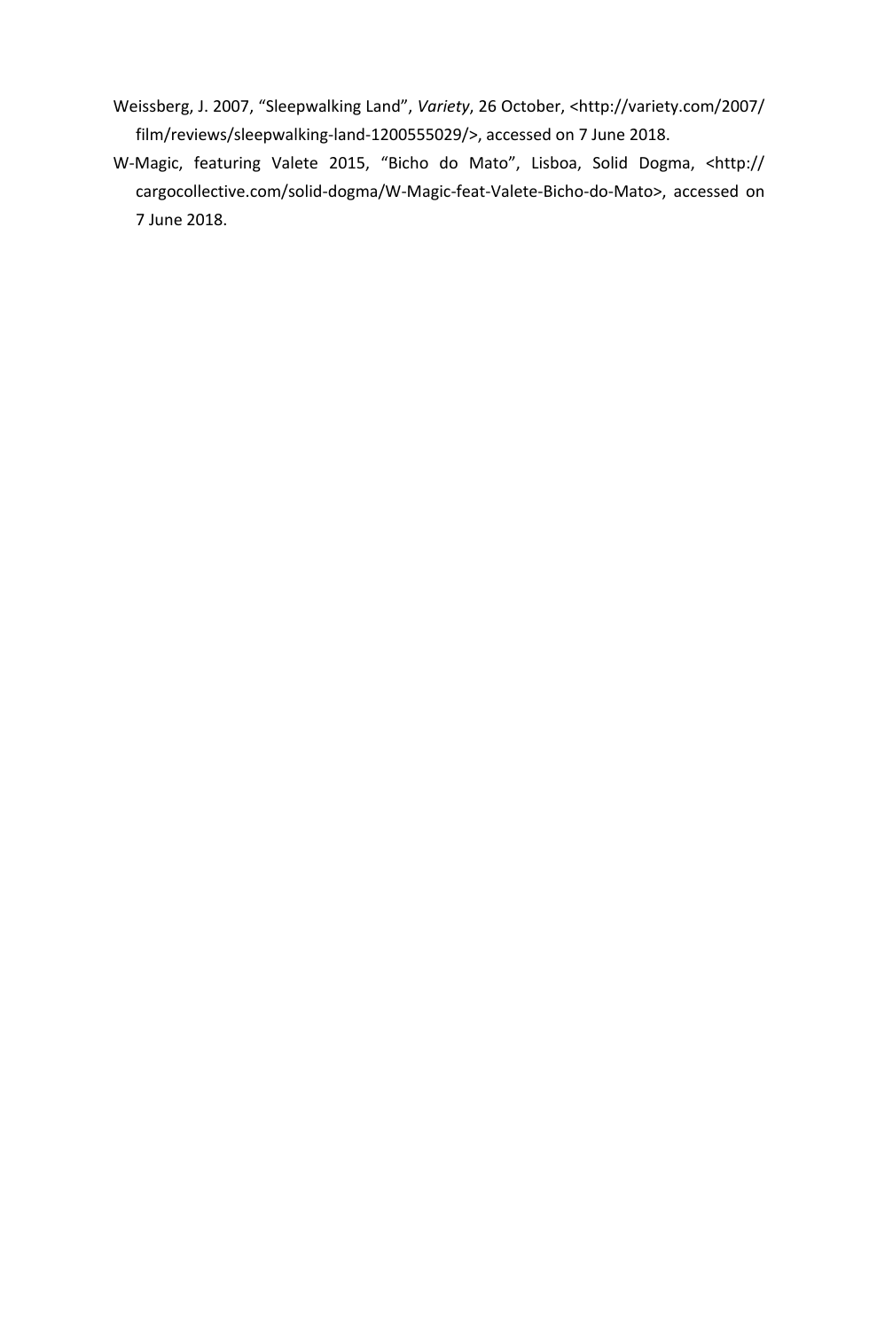Weissberg, J. 2007, “Sleepwalking Land”, *Variety*, 26 October, <http://variety.com/2007/film/reviews/sleepwalking-land-1200555029/>, accessed on 7 June 2018.

W-Magic, featuring Valete 2015, “Bicho do Mato”, Lisboa, Solid Dogma, <http://cargocollective.com/solid-dogma/W-Magic-feat-Valete-Bicho-do-Mato>, accessed on 7 June 2018.